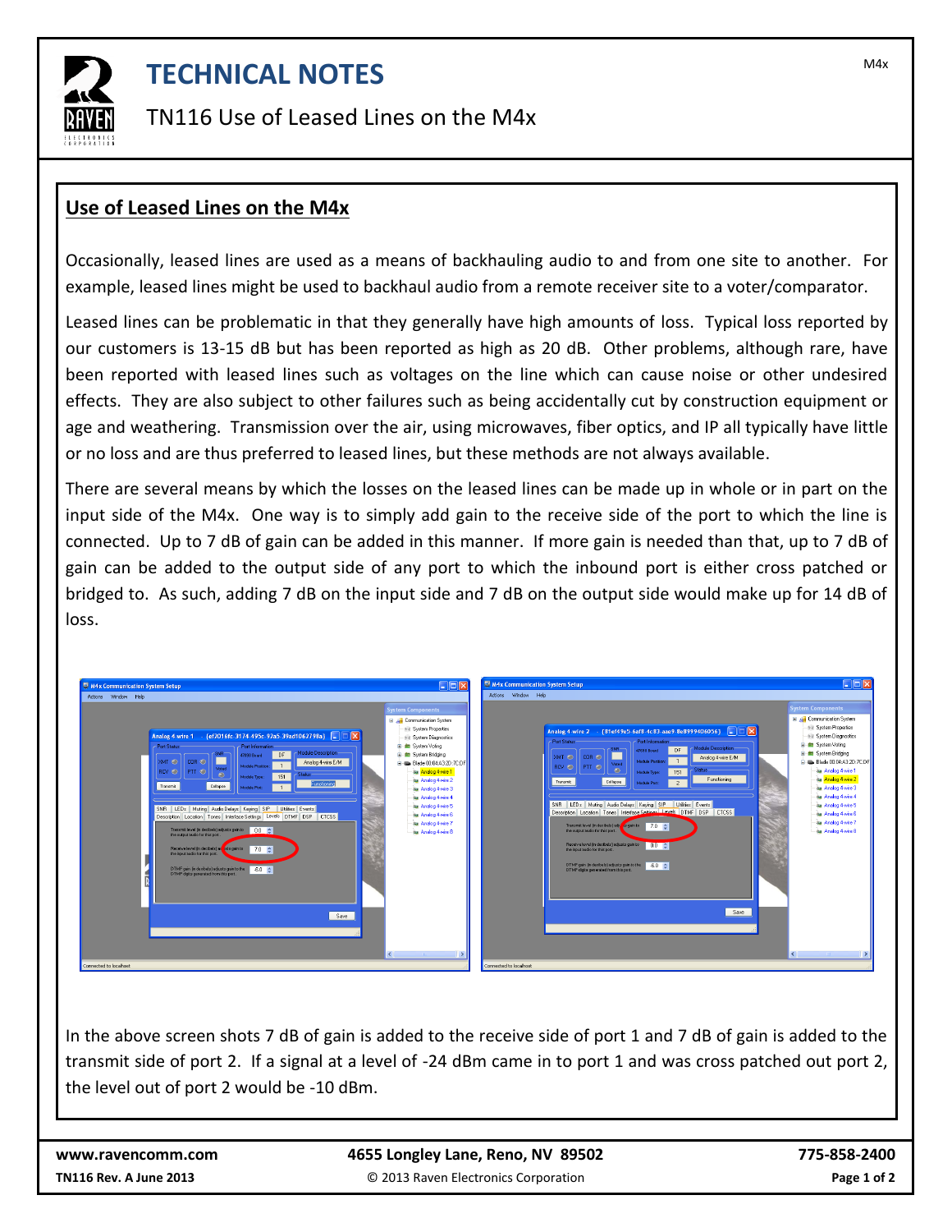# TECHNICAL NOTES

TN116 Use of Leased Lines on the M4x

## Use of Leased Lines on the M4x

Occasionally, leased lines are used as a means of backhauling audio to and from one site to another. For example, leased lines might be used to backhaul audio from a remote receiver site to a voter/comparator.

Leased lines can be problematic in that they generally have high amounts of loss. Typical loss reported by our customers is 13-15 dB but has been reported as high as 20 dB. Other problems, although rare, have been reported with leased lines such as voltages on the line which can cause noise or other undesired effects. They are also subject to other failures such as being accidentally cut by construction equipment or age and weathering. Transmission over the air, using microwaves, fiber optics, and IP all typically have little or no loss and are thus preferred to leased lines, but these methods are not always available.

There are several means by which the losses on the leased lines can be made up in whole or in part on the input side of the M4x. One way is to simply add gain to the receive side of the port to which the line is connected. Up to 7 dB of gain can be added in this manner. If more gain is needed than that, up to 7 dB of gain can be added to the output side of any port to which the inbound port is either cross patched or bridged to. As such, adding 7 dB on the input side and 7 dB on the output side would make up for 14 dB of loss.

In the above screen shots 7 dB of gain is added to the receive side of port 1 and 7 dB of gain is added to the transmit side of port 2. If a signal at a level of -24 dBm came in to port 1 and was cross patched out port 2, the level out of port 2 would be -10 dBm.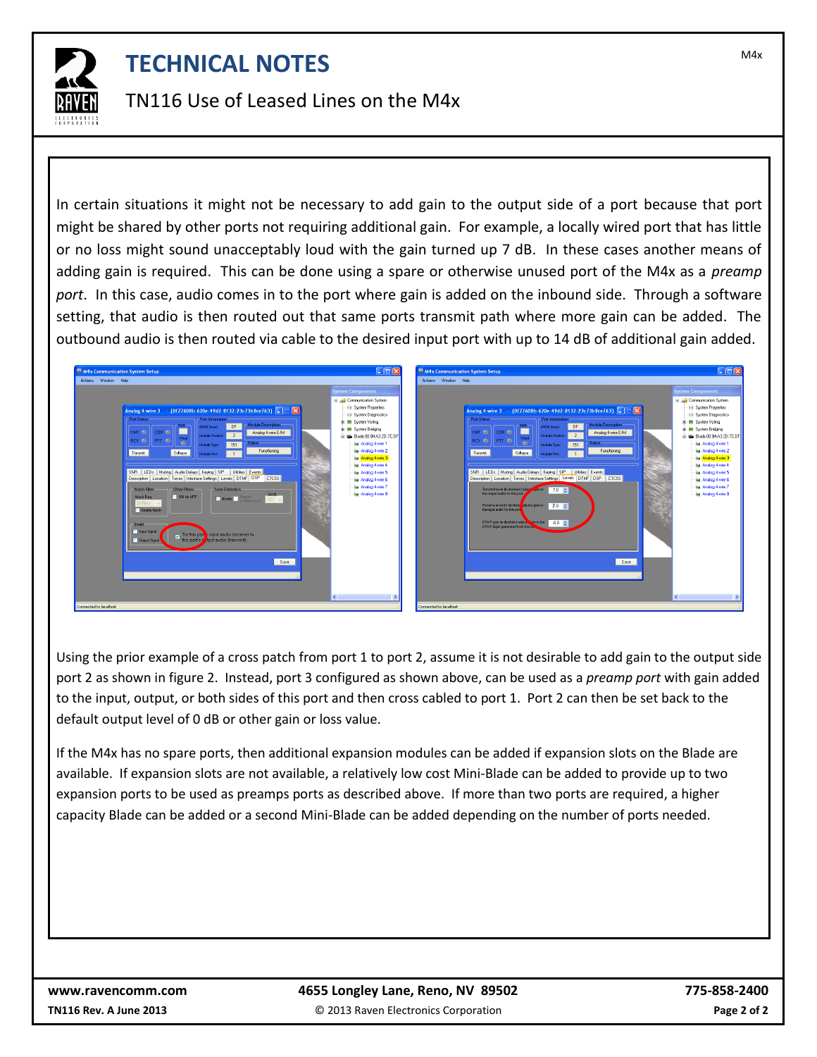In certain situations it might not be necessary to add gain to the output side of a port because that port might be shared by other ports not requiring additional gain. For example, a locally wired port that has little or no loss might sound unacceptably loud with the gain turned up 7 dB. In these cases another means of adding gain is required. This can be done using a spare or otherwise unused port of the M4x as a *preamp port*. In this case, audio comes in to the port where gain is added on the inbound side. Through a software setting, that audio is then routed out that same ports transmit path where more gain can be added. The outbound audio is then routed via cable to the desired input port with up to 14 dB of additional gain added.

Using the prior example of a cross patch from port 1 to port 2, assume it is not desirable to add gain to the output side port 2 as shown in figure 2. Instead, port 3 configured as shown above, can be used as a *preamp port* with gain added to the input, output, or both sides of this port and then cross cabled to port 1. Port 2 can then be set back to the default output level of 0 dB or other gain or loss value.

If the M4x has no spare ports, then additional expansion modules can be added if expansion slots on the Blade are available. If expansion slots are not available, a relatively low cost Mini-Blade can be added to provide up to two expansion ports to be used as preamps ports as described above. If more than two ports are required, a higher capacity Blade can be added or a second Mini-Blade can be added depending on the number of ports needed.